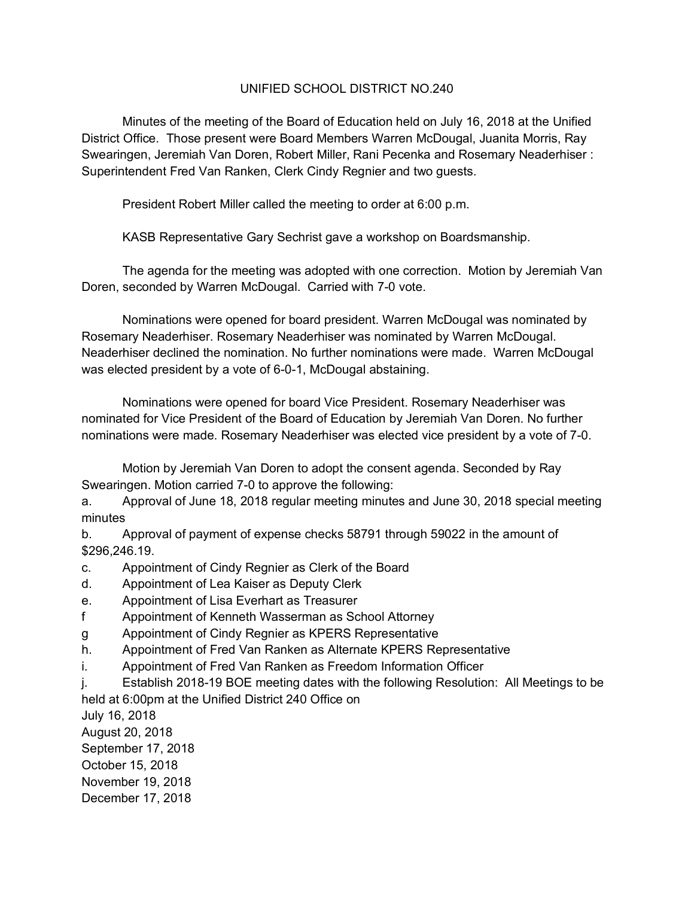# UNIFIED SCHOOL DISTRICT NO.240

Minutes of the meeting of the Board of Education held on July 16, 2018 at the Unified District Office. Those present were Board Members Warren McDougal, Juanita Morris, Ray Swearingen, Jeremiah Van Doren, Robert Miller, Rani Pecenka and Rosemary Neaderhiser : Superintendent Fred Van Ranken, Clerk Cindy Regnier and two guests.

President Robert Miller called the meeting to order at 6:00 p.m.

KASB Representative Gary Sechrist gave a workshop on Boardsmanship.

The agenda for the meeting was adopted with one correction. Motion by Jeremiah Van Doren, seconded by Warren McDougal. Carried with 7-0 vote.

Nominations were opened for board president. Warren McDougal was nominated by Rosemary Neaderhiser. Rosemary Neaderhiser was nominated by Warren McDougal. Neaderhiser declined the nomination. No further nominations were made. Warren McDougal was elected president by a vote of 6-0-1, McDougal abstaining.

Nominations were opened for board Vice President. Rosemary Neaderhiser was nominated for Vice President of the Board of Education by Jeremiah Van Doren. No further nominations were made. Rosemary Neaderhiser was elected vice president by a vote of 7-0.

Motion by Jeremiah Van Doren to adopt the consent agenda. Seconded by Ray Swearingen. Motion carried 7-0 to approve the following:

a. Approval of June 18, 2018 regular meeting minutes and June 30, 2018 special meeting minutes
b. Approval of payment of expense checks 58791 through 59022 in the amount of $296,246.19.
c. Appointment of Cindy Regnier as Clerk of the Board
d. Appointment of Lea Kaiser as Deputy Clerk
e. Appointment of Lisa Everhart as Treasurer
f Appointment of Kenneth Wasserman as School Attorney
g Appointment of Cindy Regnier as KPERS Representative
h. Appointment of Fred Van Ranken as Alternate KPERS Representative
i. Appointment of Fred Van Ranken as Freedom Information Officer
j. Establish 2018-19 BOE meeting dates with the following Resolution: All Meetings to be held at 6:00pm at the Unified District 240 Office on

July 16, 2018
August 20, 2018
September 17, 2018
October 15, 2018
November 19, 2018
December 17, 2018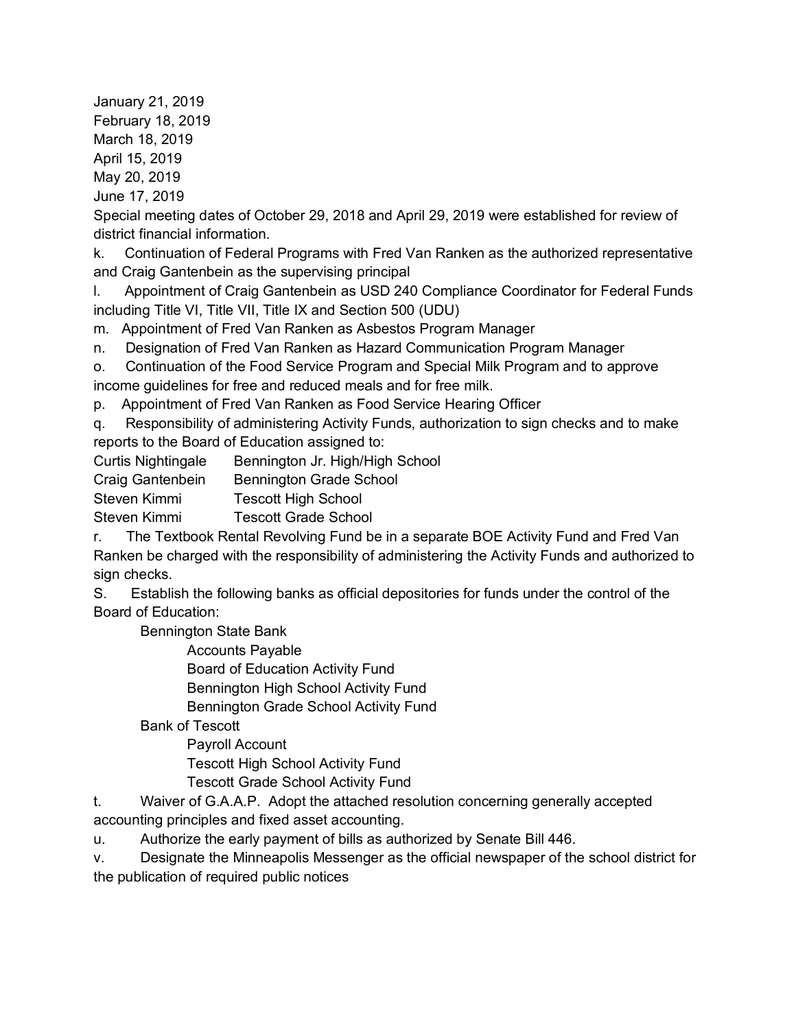January 21, 2019
February 18, 2019
March 18, 2019
April 15, 2019
May 20, 2019
June 17, 2019

Special meeting dates of October 29, 2018 and April 29, 2019 were established for review of district financial information.

k. Continuation of Federal Programs with Fred Van Ranken as the authorized representative and Craig Gantenbein as the supervising principal

l. Appointment of Craig Gantenbein as USD 240 Compliance Coordinator for Federal Funds including Title VI, Title VII, Title IX and Section 500 (UDU)

m. Appointment of Fred Van Ranken as Asbestos Program Manager

n. Designation of Fred Van Ranken as Hazard Communication Program Manager

o. Continuation of the Food Service Program and Special Milk Program and to approve income guidelines for free and reduced meals and for free milk.

p. Appointment of Fred Van Ranken as Food Service Hearing Officer

q. Responsibility of administering Activity Funds, authorization to sign checks and to make reports to the Board of Education assigned to:

| | |
|---|---|
| Curtis Nightingale | Bennington Jr. High/High School |
| Craig Gantenbein | Bennington Grade School |
| Steven Kimmi | Tescott High School |
| Steven Kimmi | Tescott Grade School |

r. The Textbook Rental Revolving Fund be in a separate BOE Activity Fund and Fred Van Ranken be charged with the responsibility of administering the Activity Funds and authorized to sign checks.

S. Establish the following banks as official depositories for funds under the control of the Board of Education:

- Bennington State Bank
  - Accounts Payable
  - Board of Education Activity Fund
  - Bennington High School Activity Fund
  - Bennington Grade School Activity Fund
- Bank of Tescott
  - Payroll Account
  - Tescott High School Activity Fund
  - Tescott Grade School Activity Fund

t. Waiver of G.A.A.P. Adopt the attached resolution concerning generally accepted accounting principles and fixed asset accounting.

u. Authorize the early payment of bills as authorized by Senate Bill 446.

v. Designate the Minneapolis Messenger as the official newspaper of the school district for the publication of required public notices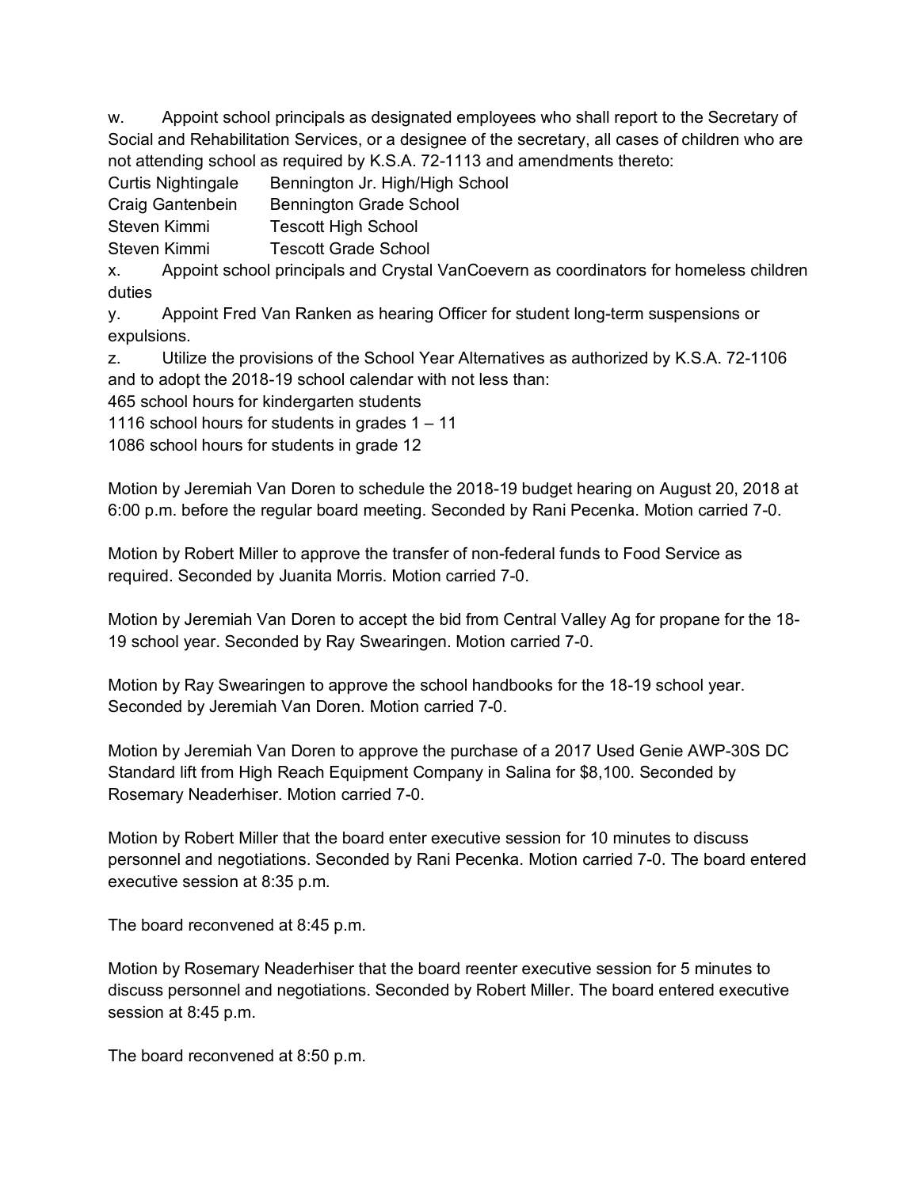w. Appoint school principals as designated employees who shall report to the Secretary of Social and Rehabilitation Services, or a designee of the secretary, all cases of children who are not attending school as required by K.S.A. 72-1113 and amendments thereto:

| | |
|---|---|
| Curtis Nightingale | Bennington Jr. High/High School |
| Craig Gantenbein | Bennington Grade School |
| Steven Kimmi | Tescott High School |
| Steven Kimmi | Tescott Grade School |

x. Appoint school principals and Crystal VanCoevern as coordinators for homeless children duties

y. Appoint Fred Van Ranken as hearing Officer for student long-term suspensions or expulsions.

z. Utilize the provisions of the School Year Alternatives as authorized by K.S.A. 72-1106 and to adopt the 2018-19 school calendar with not less than:
465 school hours for kindergarten students
1116 school hours for students in grades 1 – 11
1086 school hours for students in grade 12

Motion by Jeremiah Van Doren to schedule the 2018-19 budget hearing on August 20, 2018 at 6:00 p.m. before the regular board meeting. Seconded by Rani Pecenka. Motion carried 7-0.

Motion by Robert Miller to approve the transfer of non-federal funds to Food Service as required. Seconded by Juanita Morris. Motion carried 7-0.

Motion by Jeremiah Van Doren to accept the bid from Central Valley Ag for propane for the 18-19 school year. Seconded by Ray Swearingen. Motion carried 7-0.

Motion by Ray Swearingen to approve the school handbooks for the 18-19 school year. Seconded by Jeremiah Van Doren. Motion carried 7-0.

Motion by Jeremiah Van Doren to approve the purchase of a 2017 Used Genie AWP-30S DC Standard lift from High Reach Equipment Company in Salina for $8,100. Seconded by Rosemary Neaderhiser. Motion carried 7-0.

Motion by Robert Miller that the board enter executive session for 10 minutes to discuss personnel and negotiations. Seconded by Rani Pecenka. Motion carried 7-0. The board entered executive session at 8:35 p.m.

The board reconvened at 8:45 p.m.

Motion by Rosemary Neaderhiser that the board reenter executive session for 5 minutes to discuss personnel and negotiations. Seconded by Robert Miller. The board entered executive session at 8:45 p.m.

The board reconvened at 8:50 p.m.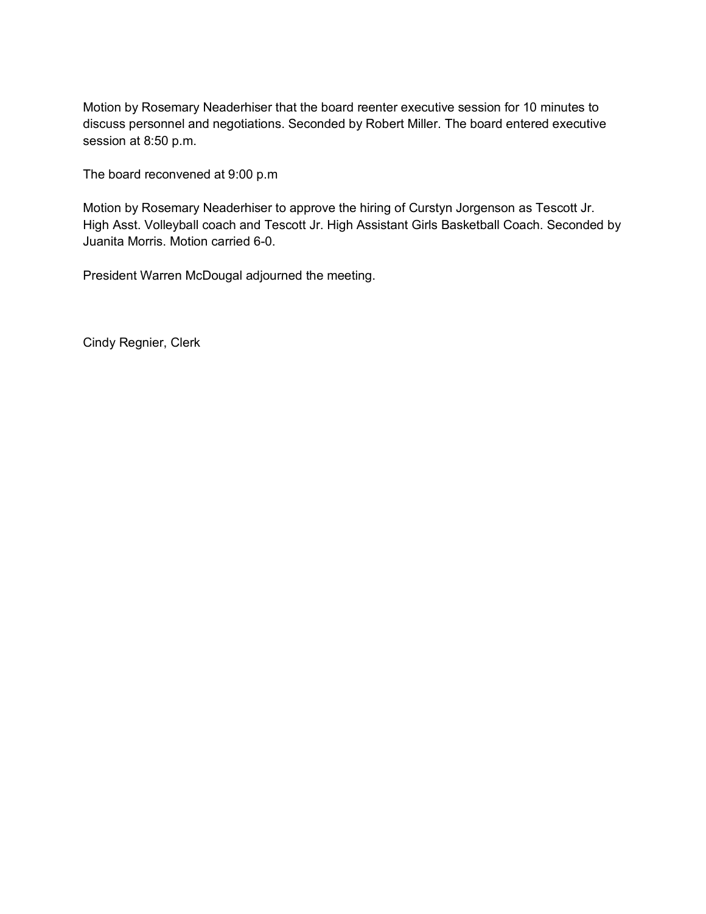Motion by Rosemary Neaderhiser that the board reenter executive session for 10 minutes to discuss personnel and negotiations. Seconded by Robert Miller. The board entered executive session at 8:50 p.m.

The board reconvened at 9:00 p.m

Motion by Rosemary Neaderhiser to approve the hiring of Curstyn Jorgenson as Tescott Jr. High Asst. Volleyball coach and Tescott Jr. High Assistant Girls Basketball Coach. Seconded by Juanita Morris. Motion carried 6-0.

President Warren McDougal adjourned the meeting.

Cindy Regnier, Clerk